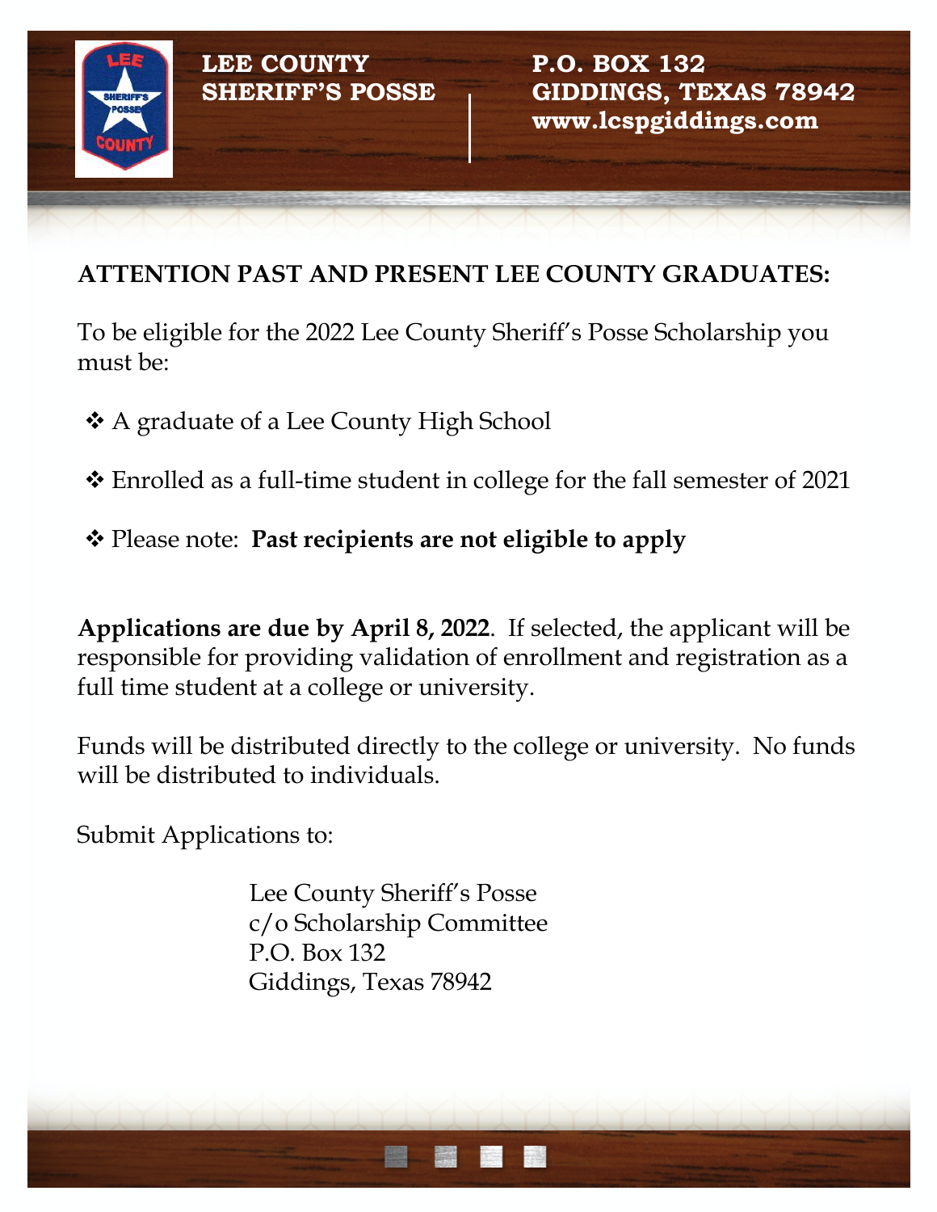**LEE COUNTY SHERIFF'S POSSE**

**P.O. BOX 132**
**GIDDINGS, TEXAS 78942**
**www.lcspgiddings.com**

**ATTENTION PAST AND PRESENT LEE COUNTY GRADUATES:**

To be eligible for the 2022 Lee County Sheriff's Posse Scholarship you must be:

- A graduate of a Lee County High School
- Enrolled as a full-time student in college for the fall semester of 2021
- Please note: **Past recipients are not eligible to apply**

**Applications are due by April 8, 2022**. If selected, the applicant will be responsible for providing validation of enrollment and registration as a full time student at a college or university.

Funds will be distributed directly to the college or university. No funds will be distributed to individuals.

Submit Applications to:

Lee County Sheriff's Posse
c/o Scholarship Committee
P.O. Box 132
Giddings, Texas 78942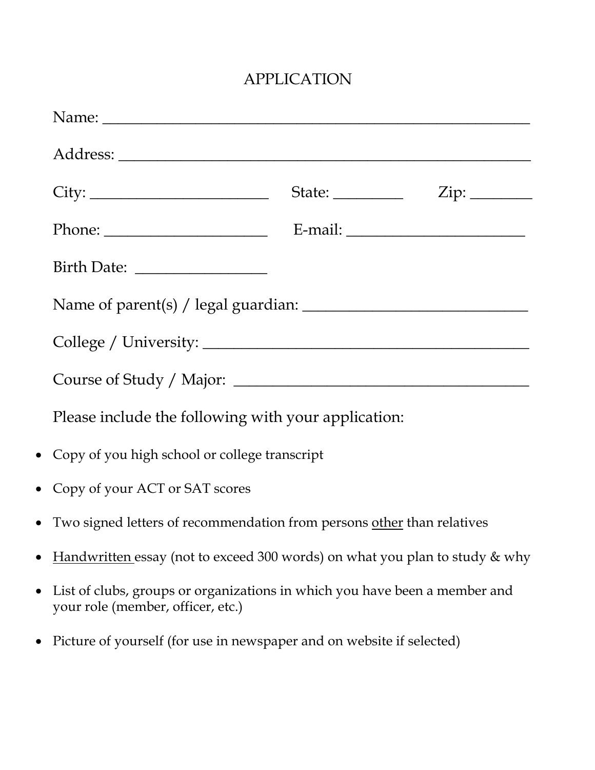# APPLICATION

Name: ___________________________________________________________

Address: _________________________________________________________

City: ________________________ State: _________ Zip: ________

Phone: _____________________ E-mail: ________________________

Birth Date: _________________

Name of parent(s) / legal guardian: ______________________________

College / University: ___________________________________________

Course of Study / Major: ________________________________________

Please include the following with your application:

- Copy of you high school or college transcript
- Copy of your ACT or SAT scores
- Two signed letters of recommendation from persons <u>other</u> than relatives
- <u>Handwritten</u> essay (not to exceed 300 words) on what you plan to study & why
- List of clubs, groups or organizations in which you have been a member and your role (member, officer, etc.)
- Picture of yourself (for use in newspaper and on website if selected)